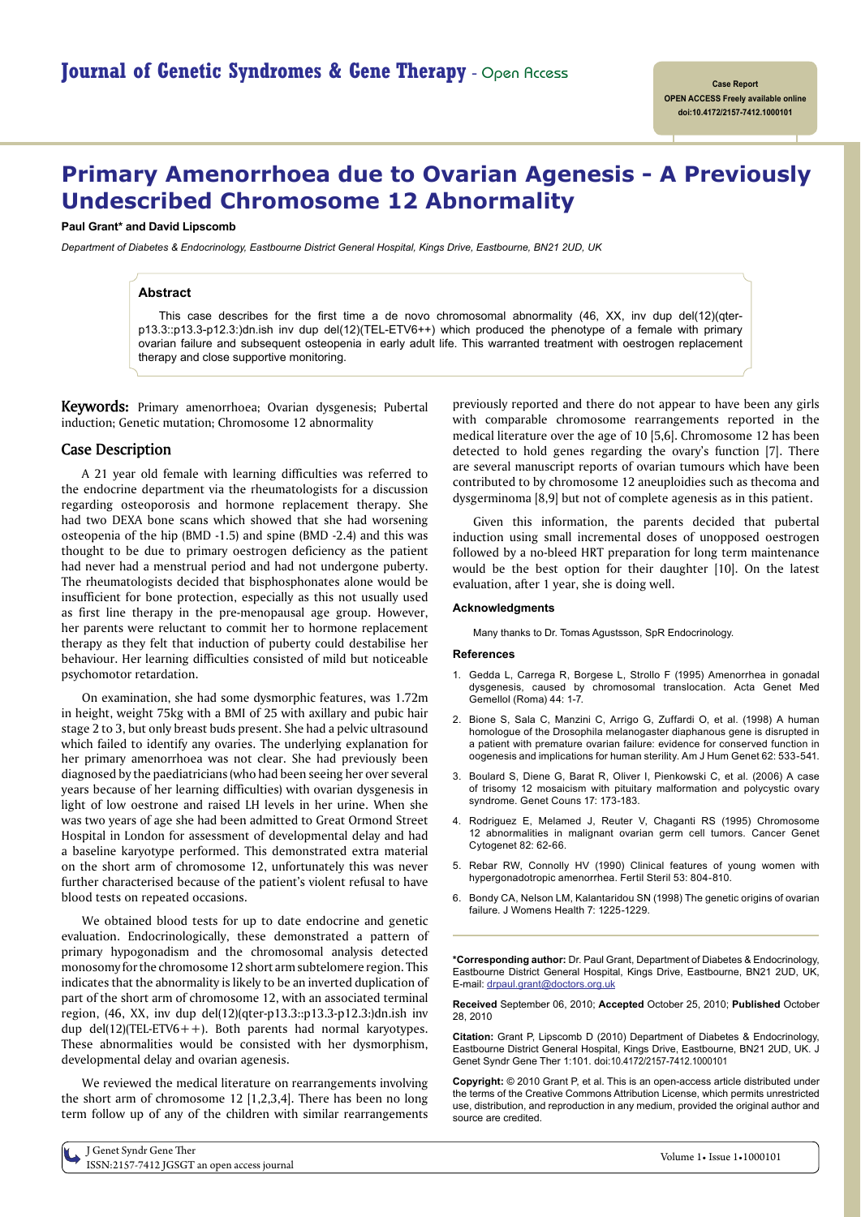# Primary Amenorrhoea due to Ovarian Agenesis - A Previously Undescribed Chromosome 12 Abnormality

**Paul Grant\* and David Lipscomb**

*Department of Diabetes & Endocrinology, Eastbourne District General Hospital, Kings Drive, Eastbourne, BN21 2UD, UK*

Case Report

OPEN ACCESS Freely available online

doi:10.4172/2157-7412.1000101

### Abstract

This case describes for the first time a de novo chromosomal abnormality (46, XX, inv dup del(12)(qter-p13.3::p13.3-p12.3:)dn.ish inv dup del(12)(TEL-ETV6++) which produced the phenotype of a female with primary ovarian failure and subsequent osteopenia in early adult life. This warranted treatment with oestrogen replacement therapy and close supportive monitoring.

**Keywords:** Primary amenorrhoea; Ovarian dysgenesis; Pubertal induction; Genetic mutation; Chromosome 12 abnormality

## Case Description

A 21 year old female with learning difficulties was referred to the endocrine department via the rheumatologists for a discussion regarding osteoporosis and hormone replacement therapy. She had two DEXA bone scans which showed that she had worsening osteopenia of the hip (BMD -1.5) and spine (BMD -2.4) and this was thought to be due to primary oestrogen deficiency as the patient had never had a menstrual period and had not undergone puberty. The rheumatologists decided that bisphosphonates alone would be insufficient for bone protection, especially as this not usually used as first line therapy in the pre-menopausal age group. However, her parents were reluctant to commit her to hormone replacement therapy as they felt that induction of puberty could destabilise her behaviour. Her learning difficulties consisted of mild but noticeable psychomotor retardation.

On examination, she had some dysmorphic features, was 1.72m in height, weight 75kg with a BMI of 25 with axillary and pubic hair stage 2 to 3, but only breast buds present. She had a pelvic ultrasound which failed to identify any ovaries. The underlying explanation for her primary amenorrhoea was not clear. She had previously been diagnosed by the paediatricians (who had been seeing her over several years because of her learning difficulties) with ovarian dysgenesis in light of low oestrone and raised LH levels in her urine. When she was two years of age she had been admitted to Great Ormond Street Hospital in London for assessment of developmental delay and had a baseline karyotype performed. This demonstrated extra material on the short arm of chromosome 12, unfortunately this was never further characterised because of the patient's violent refusal to have blood tests on repeated occasions.

We obtained blood tests for up to date endocrine and genetic evaluation. Endocrinologically, these demonstrated a pattern of primary hypogonadism and the chromosomal analysis detected monosomy for the chromosome 12 short arm subtelomere region. This indicates that the abnormality is likely to be an inverted duplication of part of the short arm of chromosome 12, with an associated terminal region, (46, XX, inv dup del(12)(qter-p13.3::p13.3-p12.3:)dn.ish inv dup del(12)(TEL-ETV6++). Both parents had normal karyotypes. These abnormalities would be consisted with her dysmorphism, developmental delay and ovarian agenesis.

We reviewed the medical literature on rearrangements involving the short arm of chromosome 12 [1,2,3,4]. There has been no long term follow up of any of the children with similar rearrangements previously reported and there do not appear to have been any girls with comparable chromosome rearrangements reported in the medical literature over the age of 10 [5,6]. Chromosome 12 has been detected to hold genes regarding the ovary's function [7]. There are several manuscript reports of ovarian tumours which have been contributed to by chromosome 12 aneuploidies such as thecoma and dysgerminoma [8,9] but not of complete agenesis as in this patient.

Given this information, the parents decided that pubertal induction using small incremental doses of unopposed oestrogen followed by a no-bleed HRT preparation for long term maintenance would be the best option for their daughter [10]. On the latest evaluation, after 1 year, she is doing well.

#### Acknowledgments

Many thanks to Dr. Tomas Agustsson, SpR Endocrinology.

#### References

1. Gedda L, Carrega R, Borgese L, Strollo F (1995) Amenorrhea in gonadal dysgenesis, caused by chromosomal translocation. Acta Genet Med Gemellol (Roma) 44: 1-7.
2. Bione S, Sala C, Manzini C, Arrigo G, Zuffardi O, et al. (1998) A human homologue of the Drosophila melanogaster diaphanous gene is disrupted in a patient with premature ovarian failure: evidence for conserved function in oogenesis and implications for human sterility. Am J Hum Genet 62: 533-541.
3. Boulard S, Diene G, Barat R, Oliver I, Pienkowski C, et al. (2006) A case of trisomy 12 mosaicism with pituitary malformation and polycystic ovary syndrome. Genet Couns 17: 173-183.
4. Rodriguez E, Melamed J, Reuter V, Chaganti RS (1995) Chromosome 12 abnormalities in malignant ovarian germ cell tumors. Cancer Genet Cytogenet 82: 62-66.
5. Rebar RW, Connolly HV (1990) Clinical features of young women with hypergonadotropic amenorrhea. Fertil Steril 53: 804-810.
6. Bondy CA, Nelson LM, Kalantaridou SN (1998) The genetic origins of ovarian failure. J Womens Health 7: 1225-1229.

**\*Corresponding author:** Dr. Paul Grant, Department of Diabetes & Endocrinology, Eastbourne District General Hospital, Kings Drive, Eastbourne, BN21 2UD, UK, E-mail: drpaul.grant@doctors.org.uk

**Received** September 06, 2010; **Accepted** October 25, 2010; **Published** October 28, 2010

**Citation:** Grant P, Lipscomb D (2010) Department of Diabetes & Endocrinology, Eastbourne District General Hospital, Kings Drive, Eastbourne, BN21 2UD, UK. J Genet Syndr Gene Ther 1:101. doi:10.4172/2157-7412.1000101

**Copyright:** © 2010 Grant P, et al. This is an open-access article distributed under the terms of the Creative Commons Attribution License, which permits unrestricted use, distribution, and reproduction in any medium, provided the original author and source are credited.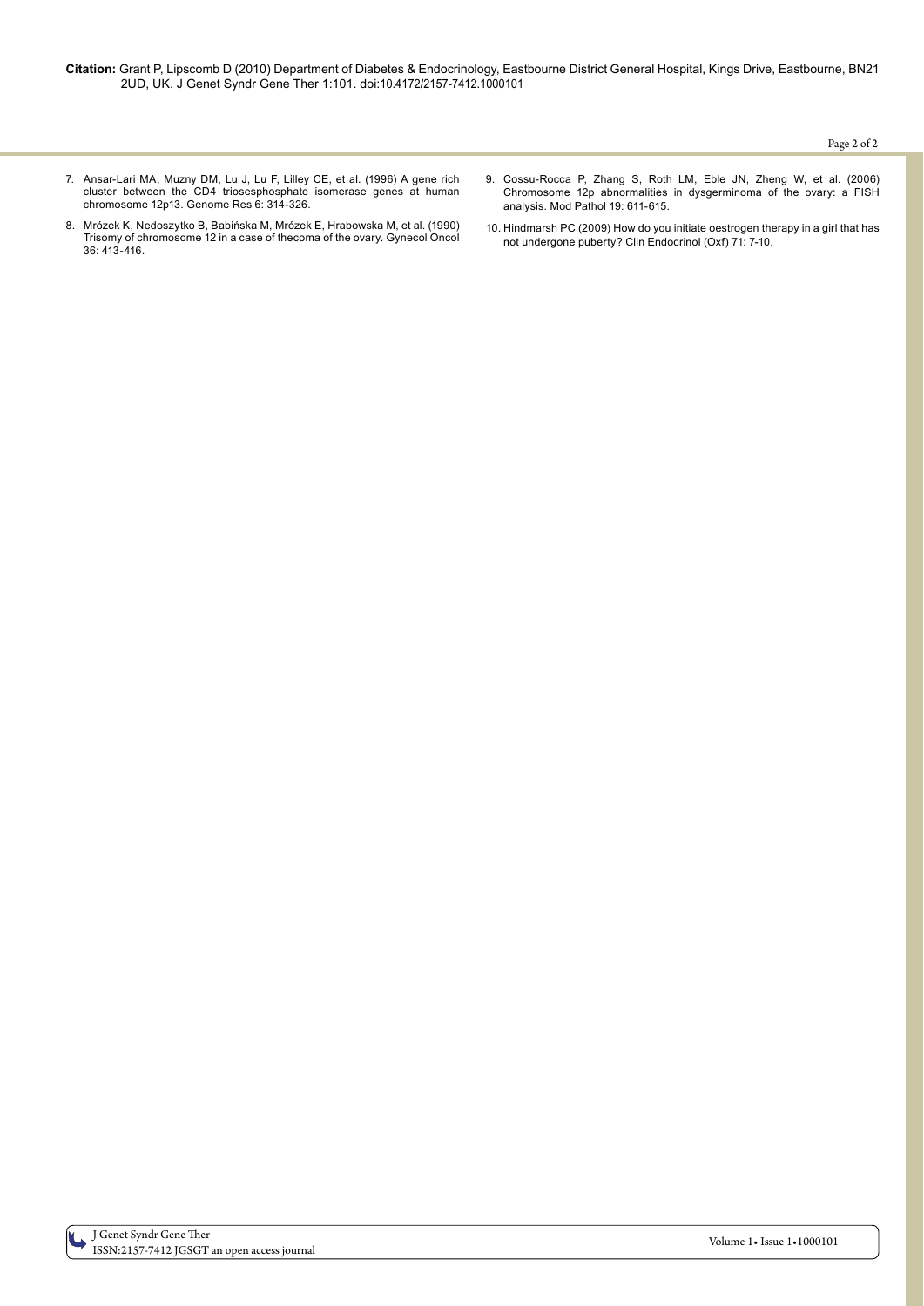7. Ansar-Lari MA, Muzny DM, Lu J, Lu F, Lilley CE, et al. (1996) A gene rich cluster between the CD4 triosesphosphate isomerase genes at human chromosome 12p13. Genome Res 6: 314-326.

8. Mrózek K, Nedoszytko B, Babińska M, Mrózek E, Hrabowska M, et al. (1990) Trisomy of chromosome 12 in a case of thecoma of the ovary. Gynecol Oncol 36: 413-416.

9. Cossu-Rocca P, Zhang S, Roth LM, Eble JN, Zheng W, et al. (2006) Chromosome 12p abnormalities in dysgerminoma of the ovary: a FISH analysis. Mod Pathol 19: 611-615.

10. Hindmarsh PC (2009) How do you initiate oestrogen therapy in a girl that has not undergone puberty? Clin Endocrinol (Oxf) 71: 7-10.